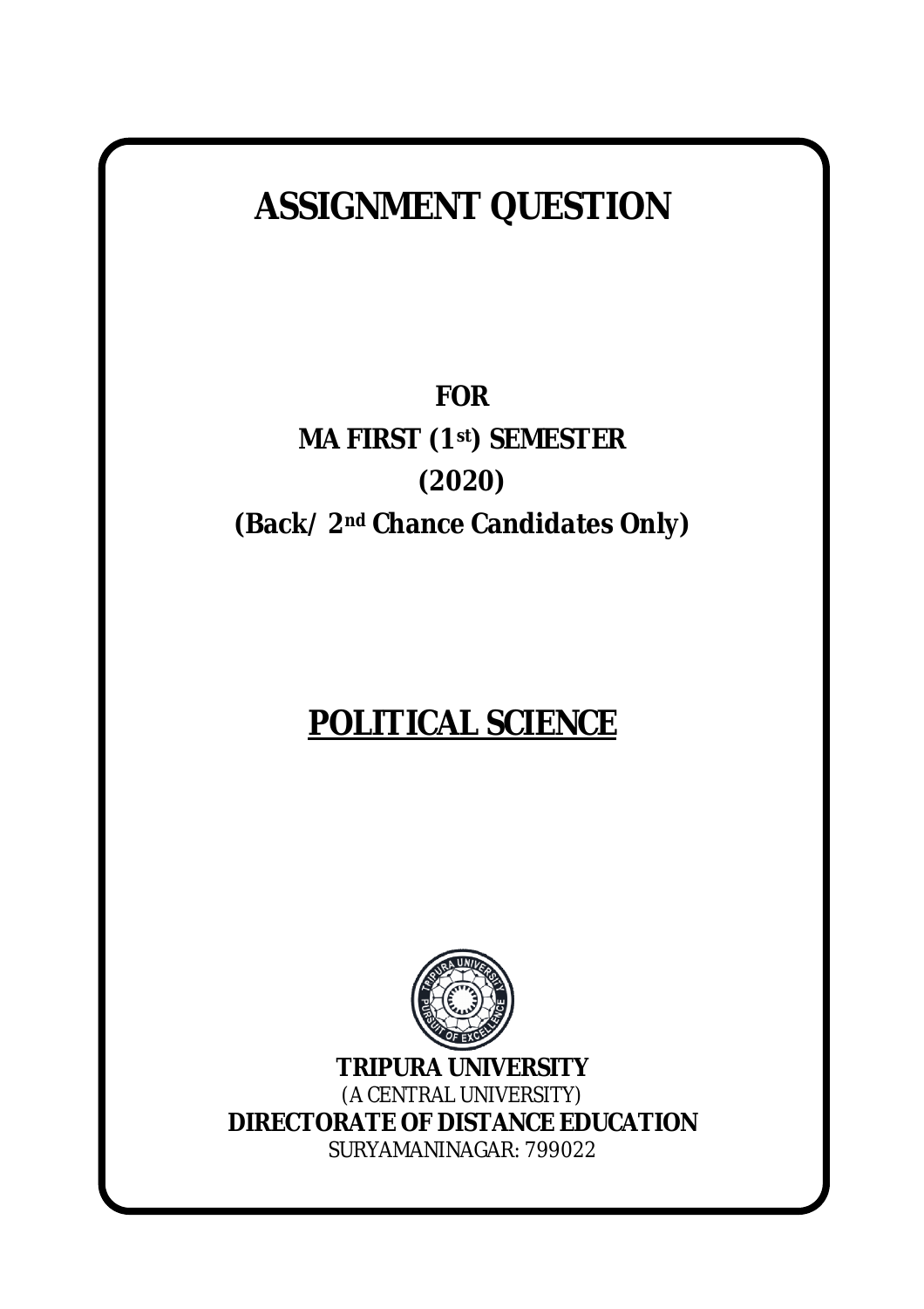# ASSIGNMENT QUESTION

**FOR**

**MA FIRST (1st) SEMESTER**

**(2020)**

**(Back/ 2nd Chance Candidates Only)**

## POLITICAL SCIENCE

**TRIPURA UNIVERSITY**

(A CENTRAL UNIVERSITY)

**DIRECTORATE OF DISTANCE EDUCATION**

SURYAMANINAGAR: 799022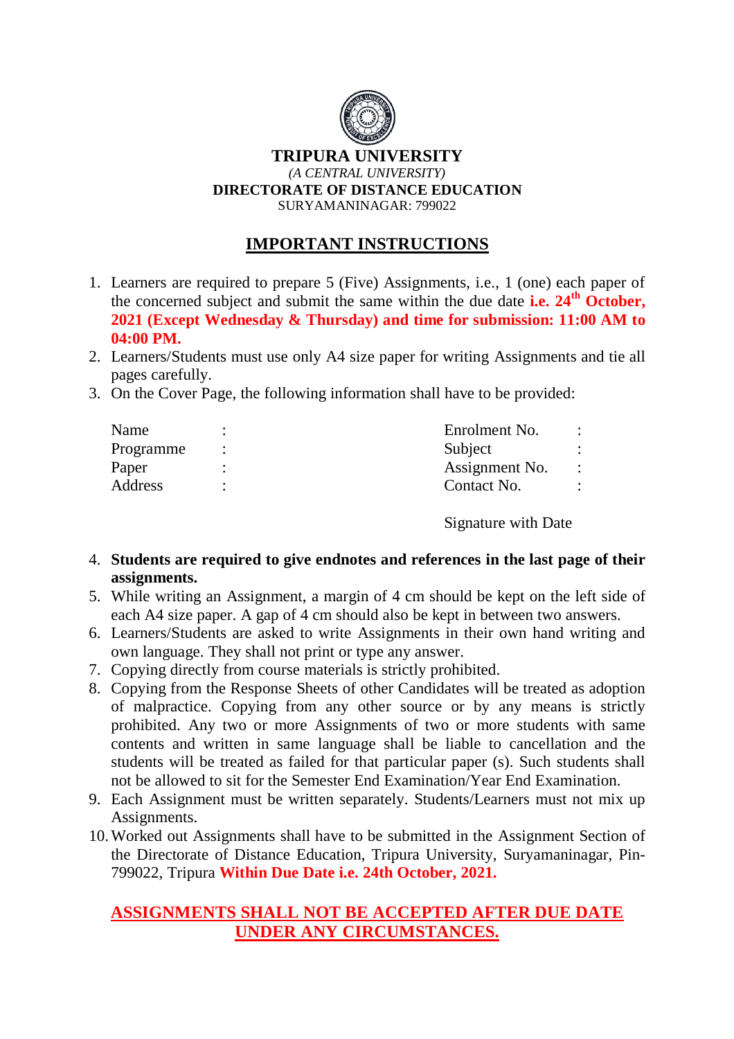# TRIPURA UNIVERSITY

*(A CENTRAL UNIVERSITY)*

**DIRECTORATE OF DISTANCE EDUCATION**

SURYAMANINAGAR: 799022

## IMPORTANT INSTRUCTIONS

1. Learners are required to prepare 5 (Five) Assignments, i.e., 1 (one) each paper of the concerned subject and submit the same within the due date **i.e. 24th October, 2021 (Except Wednesday & Thursday) and time for submission: 11:00 AM to 04:00 PM.**
2. Learners/Students must use only A4 size paper for writing Assignments and tie all pages carefully.
3. On the Cover Page, the following information shall have to be provided:

| | | | |
|---|---|---|---|
| Name | : | Enrolment No. | : |
| Programme | : | Subject | : |
| Paper | : | Assignment No. | : |
| Address | : | Contact No. | : |

Signature with Date

4. **Students are required to give endnotes and references in the last page of their assignments.**
5. While writing an Assignment, a margin of 4 cm should be kept on the left side of each A4 size paper. A gap of 4 cm should also be kept in between two answers.
6. Learners/Students are asked to write Assignments in their own hand writing and own language. They shall not print or type any answer.
7. Copying directly from course materials is strictly prohibited.
8. Copying from the Response Sheets of other Candidates will be treated as adoption of malpractice. Copying from any other source or by any means is strictly prohibited. Any two or more Assignments of two or more students with same contents and written in same language shall be liable to cancellation and the students will be treated as failed for that particular paper (s). Such students shall not be allowed to sit for the Semester End Examination/Year End Examination.
9. Each Assignment must be written separately. Students/Learners must not mix up Assignments.
10. Worked out Assignments shall have to be submitted in the Assignment Section of the Directorate of Distance Education, Tripura University, Suryamaninagar, Pin-799022, Tripura **Within Due Date i.e. 24th October, 2021.**

**ASSIGNMENTS SHALL NOT BE ACCEPTED AFTER DUE DATE UNDER ANY CIRCUMSTANCES.**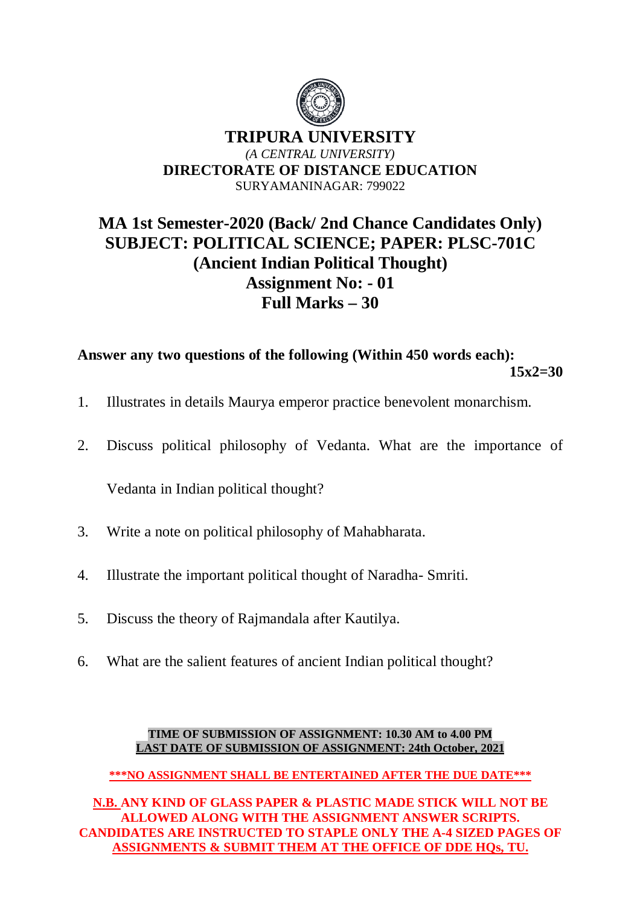# TRIPURA UNIVERSITY

*(A CENTRAL UNIVERSITY)*

**DIRECTORATE OF DISTANCE EDUCATION**

SURYAMANINAGAR: 799022

## MA 1st Semester-2020 (Back/ 2nd Chance Candidates Only)
## SUBJECT: POLITICAL SCIENCE; PAPER: PLSC-701C
## (Ancient Indian Political Thought)
## Assignment No: - 01
## Full Marks – 30

**Answer any two questions of the following (Within 450 words each):** **15x2=30**

1. Illustrates in details Maurya emperor practice benevolent monarchism.
2. Discuss political philosophy of Vedanta. What are the importance of Vedanta in Indian political thought?
3. Write a note on political philosophy of Mahabharata.
4. Illustrate the important political thought of Naradha- Smriti.
5. Discuss the theory of Rajmandala after Kautilya.
6. What are the salient features of ancient Indian political thought?

**TIME OF SUBMISSION OF ASSIGNMENT: 10.30 AM to 4.00 PM**

**LAST DATE OF SUBMISSION OF ASSIGNMENT: 24th October, 2021**

**\*\*\*NO ASSIGNMENT SHALL BE ENTERTAINED AFTER THE DUE DATE\*\*\***

**N.B. ANY KIND OF GLASS PAPER & PLASTIC MADE STICK WILL NOT BE ALLOWED ALONG WITH THE ASSIGNMENT ANSWER SCRIPTS. CANDIDATES ARE INSTRUCTED TO STAPLE ONLY THE A-4 SIZED PAGES OF ASSIGNMENTS & SUBMIT THEM AT THE OFFICE OF DDE HQs, TU.**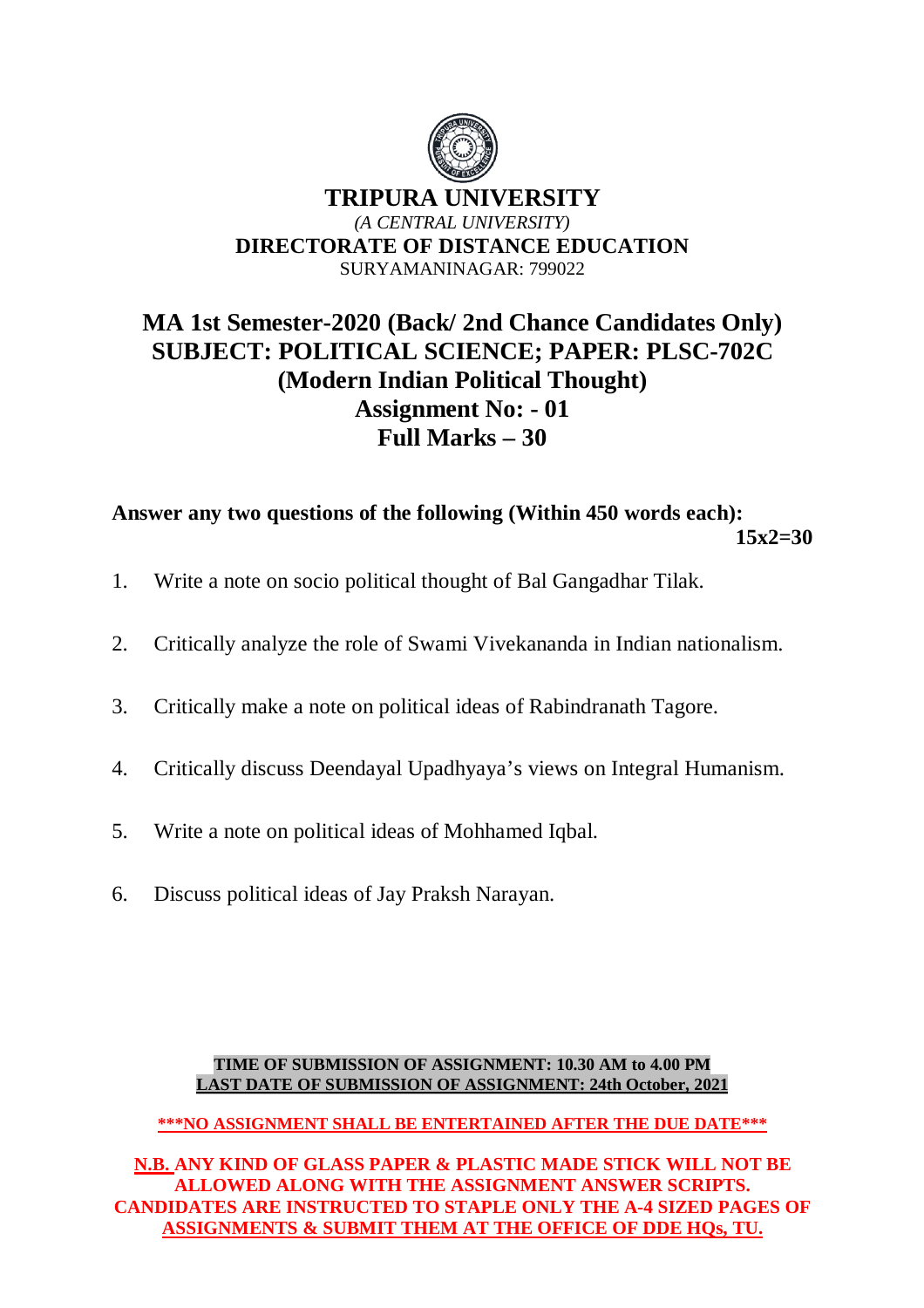# TRIPURA UNIVERSITY

*(A CENTRAL UNIVERSITY)*

**DIRECTORATE OF DISTANCE EDUCATION**

SURYAMANINAGAR: 799022

## MA 1st Semester-2020 (Back/ 2nd Chance Candidates Only)
## SUBJECT: POLITICAL SCIENCE; PAPER: PLSC-702C
## (Modern Indian Political Thought)
## Assignment No: - 01
## Full Marks – 30

**Answer any two questions of the following (Within 450 words each):**
**15x2=30**

1. Write a note on socio political thought of Bal Gangadhar Tilak.
2. Critically analyze the role of Swami Vivekananda in Indian nationalism.
3. Critically make a note on political ideas of Rabindranath Tagore.
4. Critically discuss Deendayal Upadhyaya's views on Integral Humanism.
5. Write a note on political ideas of Mohhamed Iqbal.
6. Discuss political ideas of Jay Praksh Narayan.

**TIME OF SUBMISSION OF ASSIGNMENT: 10.30 AM to 4.00 PM**
**LAST DATE OF SUBMISSION OF ASSIGNMENT: 24th October, 2021**

**\*\*\*NO ASSIGNMENT SHALL BE ENTERTAINED AFTER THE DUE DATE\*\*\***

**N.B. ANY KIND OF GLASS PAPER & PLASTIC MADE STICK WILL NOT BE ALLOWED ALONG WITH THE ASSIGNMENT ANSWER SCRIPTS. CANDIDATES ARE INSTRUCTED TO STAPLE ONLY THE A-4 SIZED PAGES OF ASSIGNMENTS & SUBMIT THEM AT THE OFFICE OF DDE HQs, TU.**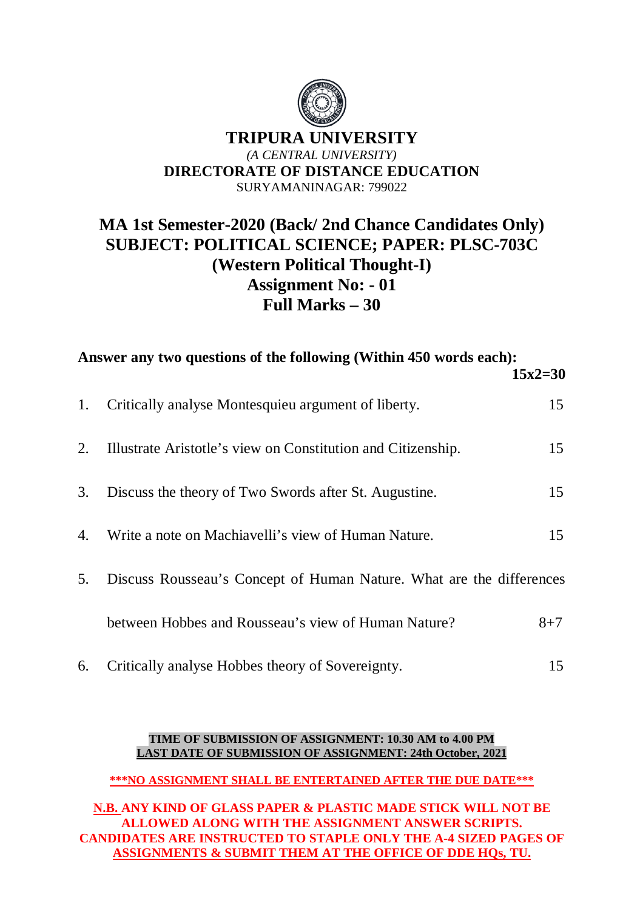# TRIPURA UNIVERSITY

*(A CENTRAL UNIVERSITY)*

**DIRECTORATE OF DISTANCE EDUCATION**

SURYAMANINAGAR: 799022

## MA 1st Semester-2020 (Back/ 2nd Chance Candidates Only)
## SUBJECT: POLITICAL SCIENCE; PAPER: PLSC-703C
## (Western Political Thought-I)
## Assignment No: - 01
## Full Marks – 30

**Answer any two questions of the following (Within 450 words each):** **15x2=30**

1. Critically analyse Montesquieu argument of liberty. 15
2. Illustrate Aristotle's view on Constitution and Citizenship. 15
3. Discuss the theory of Two Swords after St. Augustine. 15
4. Write a note on Machiavelli's view of Human Nature. 15
5. Discuss Rousseau's Concept of Human Nature. What are the differences between Hobbes and Rousseau's view of Human Nature? 8+7
6. Critically analyse Hobbes theory of Sovereignty. 15

**TIME OF SUBMISSION OF ASSIGNMENT: 10.30 AM to 4.00 PM**
**LAST DATE OF SUBMISSION OF ASSIGNMENT: 24th October, 2021**

**\*\*\*NO ASSIGNMENT SHALL BE ENTERTAINED AFTER THE DUE DATE\*\*\***

**N.B. ANY KIND OF GLASS PAPER & PLASTIC MADE STICK WILL NOT BE ALLOWED ALONG WITH THE ASSIGNMENT ANSWER SCRIPTS. CANDIDATES ARE INSTRUCTED TO STAPLE ONLY THE A-4 SIZED PAGES OF ASSIGNMENTS & SUBMIT THEM AT THE OFFICE OF DDE HQs, TU.**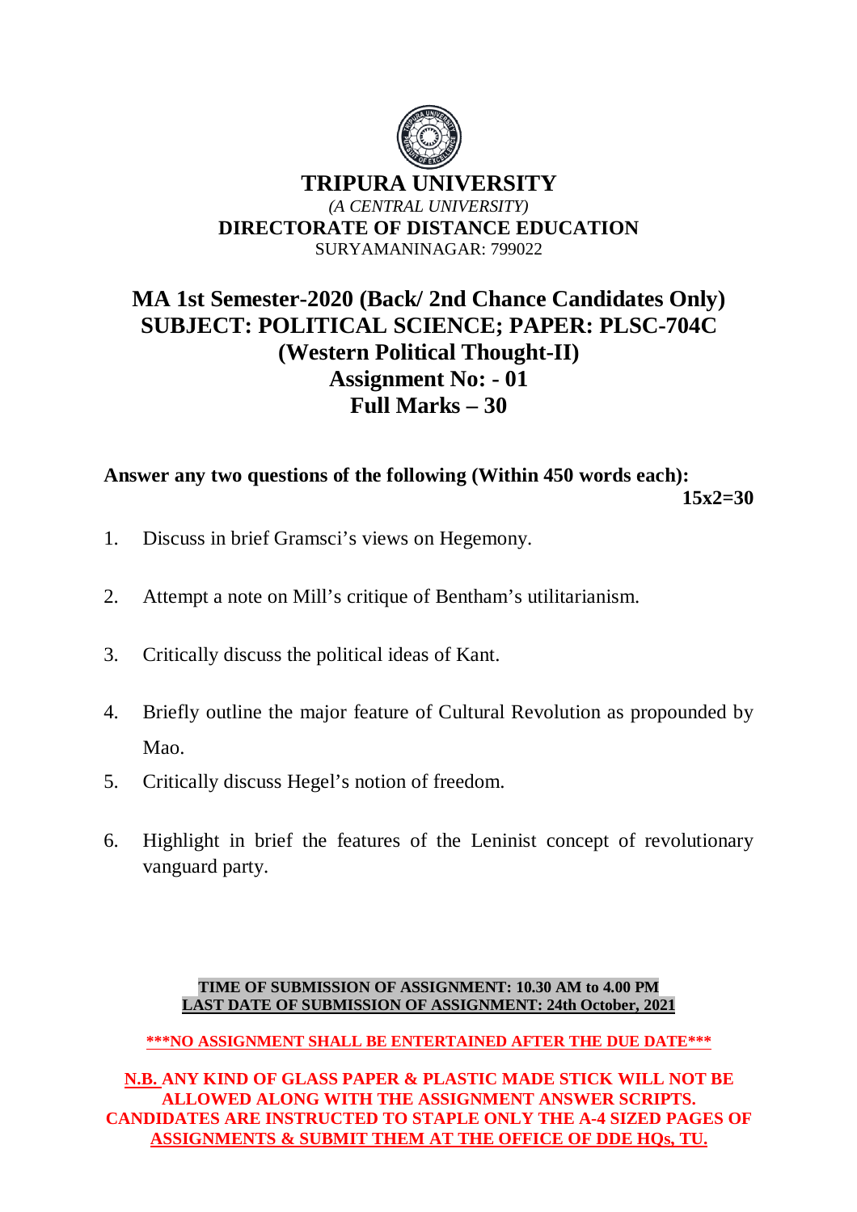# TRIPURA UNIVERSITY

*(A CENTRAL UNIVERSITY)*

**DIRECTORATE OF DISTANCE EDUCATION**

SURYAMANINAGAR: 799022

## MA 1st Semester-2020 (Back/ 2nd Chance Candidates Only)
## SUBJECT: POLITICAL SCIENCE; PAPER: PLSC-704C
## (Western Political Thought-II)
## Assignment No: - 01
## Full Marks – 30

**Answer any two questions of the following (Within 450 words each):**

**15x2=30**

1. Discuss in brief Gramsci's views on Hegemony.
2. Attempt a note on Mill's critique of Bentham's utilitarianism.
3. Critically discuss the political ideas of Kant.
4. Briefly outline the major feature of Cultural Revolution as propounded by Mao.
5. Critically discuss Hegel's notion of freedom.
6. Highlight in brief the features of the Leninist concept of revolutionary vanguard party.

**TIME OF SUBMISSION OF ASSIGNMENT: 10.30 AM to 4.00 PM**

**LAST DATE OF SUBMISSION OF ASSIGNMENT: 24th October, 2021**

**\*\*\*NO ASSIGNMENT SHALL BE ENTERTAINED AFTER THE DUE DATE\*\*\***

**N.B. ANY KIND OF GLASS PAPER & PLASTIC MADE STICK WILL NOT BE ALLOWED ALONG WITH THE ASSIGNMENT ANSWER SCRIPTS. CANDIDATES ARE INSTRUCTED TO STAPLE ONLY THE A-4 SIZED PAGES OF ASSIGNMENTS & SUBMIT THEM AT THE OFFICE OF DDE HQs, TU.**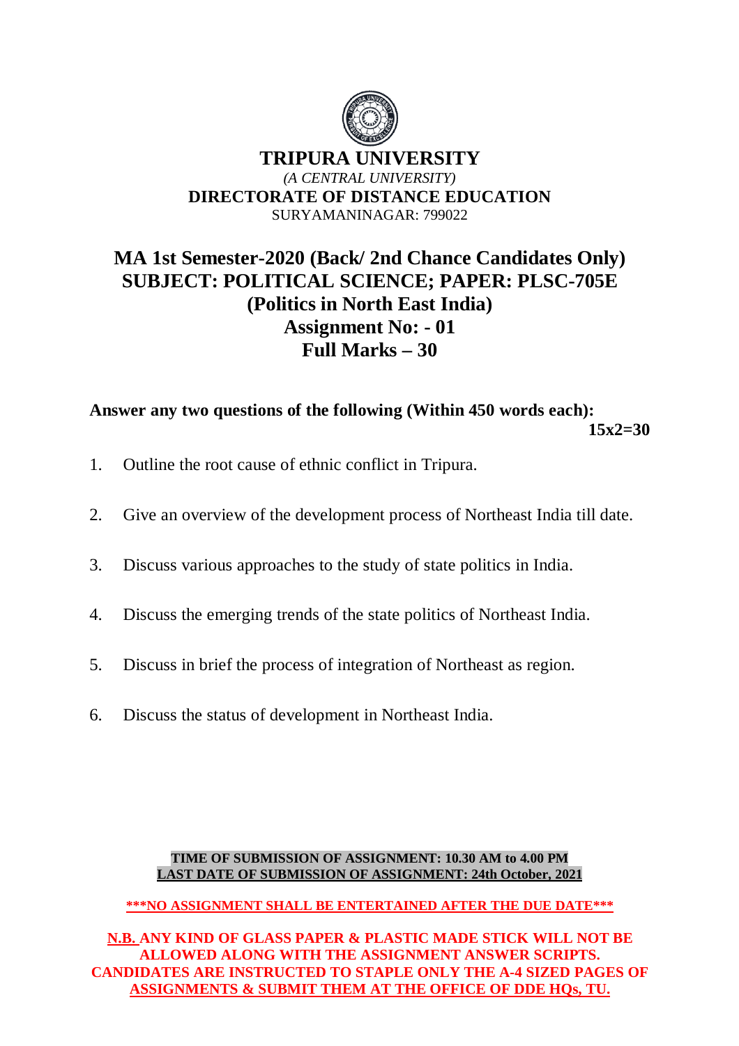# TRIPURA UNIVERSITY

*(A CENTRAL UNIVERSITY)*

**DIRECTORATE OF DISTANCE EDUCATION**

SURYAMANINAGAR: 799022

## MA 1st Semester-2020 (Back/ 2nd Chance Candidates Only)
## SUBJECT: POLITICAL SCIENCE; PAPER: PLSC-705E
## (Politics in North East India)
## Assignment No: - 01
## Full Marks – 30

**Answer any two questions of the following (Within 450 words each):**
**15x2=30**

1. Outline the root cause of ethnic conflict in Tripura.
2. Give an overview of the development process of Northeast India till date.
3. Discuss various approaches to the study of state politics in India.
4. Discuss the emerging trends of the state politics of Northeast India.
5. Discuss in brief the process of integration of Northeast as region.
6. Discuss the status of development in Northeast India.

**TIME OF SUBMISSION OF ASSIGNMENT: 10.30 AM to 4.00 PM**
**LAST DATE OF SUBMISSION OF ASSIGNMENT: 24th October, 2021**

**\*\*\*NO ASSIGNMENT SHALL BE ENTERTAINED AFTER THE DUE DATE\*\*\***

**N.B. ANY KIND OF GLASS PAPER & PLASTIC MADE STICK WILL NOT BE ALLOWED ALONG WITH THE ASSIGNMENT ANSWER SCRIPTS. CANDIDATES ARE INSTRUCTED TO STAPLE ONLY THE A-4 SIZED PAGES OF ASSIGNMENTS & SUBMIT THEM AT THE OFFICE OF DDE HQs, TU.**